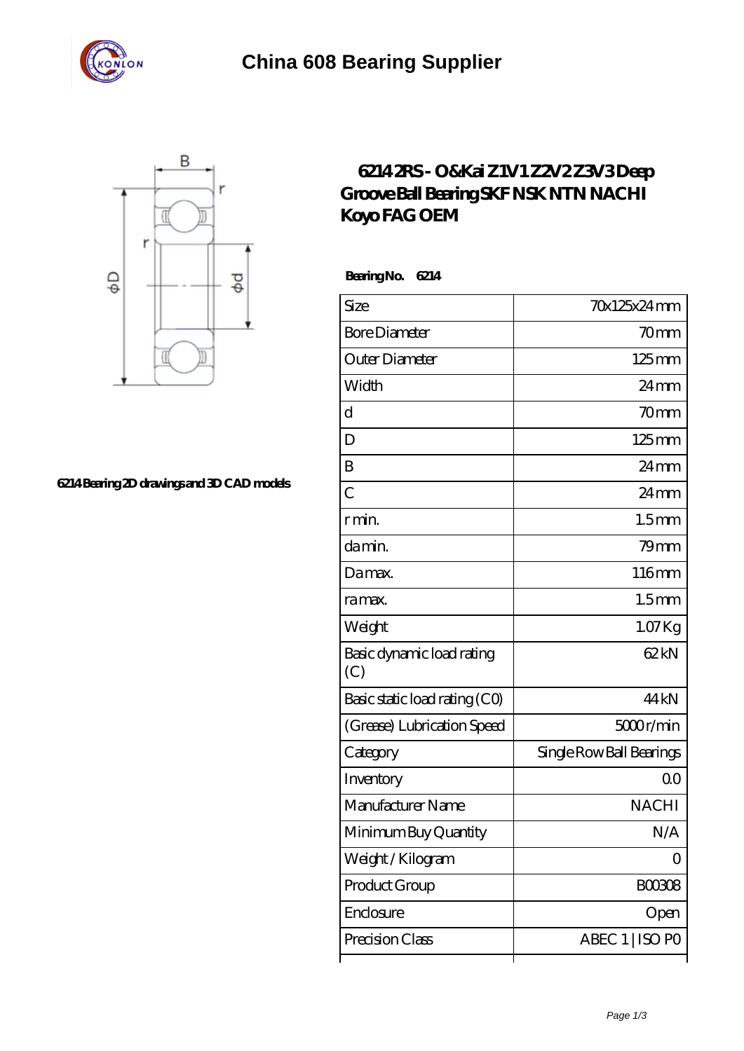# China 608 Bearing Supplier

## 6214 2RS - O&Kai Z1V1 Z2V2 Z3V3 Deep Groove Ball Bearing SKF NSK NTN NACHI Koyo FAG OEM

6214 Bearing 2D drawings and 3D CAD models

**Bearing No. 6214**

| Size | 70x125x24 mm |
|---|---|
| Bore Diameter | 70 mm |
| Outer Diameter | 125 mm |
| Width | 24 mm |
| d | 70 mm |
| D | 125 mm |
| B | 24 mm |
| C | 24 mm |
| r min. | 1.5 mm |
| da min. | 79 mm |
| Da max. | 116 mm |
| ra max. | 1.5 mm |
| Weight | 1.07 Kg |
| Basic dynamic load rating (C) | 62 kN |
| Basic static load rating (C0) | 44 kN |
| (Grease) Lubrication Speed | 5000 r/min |
| Category | Single Row Ball Bearings |
| Inventory | 0.0 |
| Manufacturer Name | NACHI |
| Minimum Buy Quantity | N/A |
| Weight / Kilogram | 0 |
| Product Group | B00308 |
| Enclosure | Open |
| Precision Class | ABEC 1 \| ISO P0 |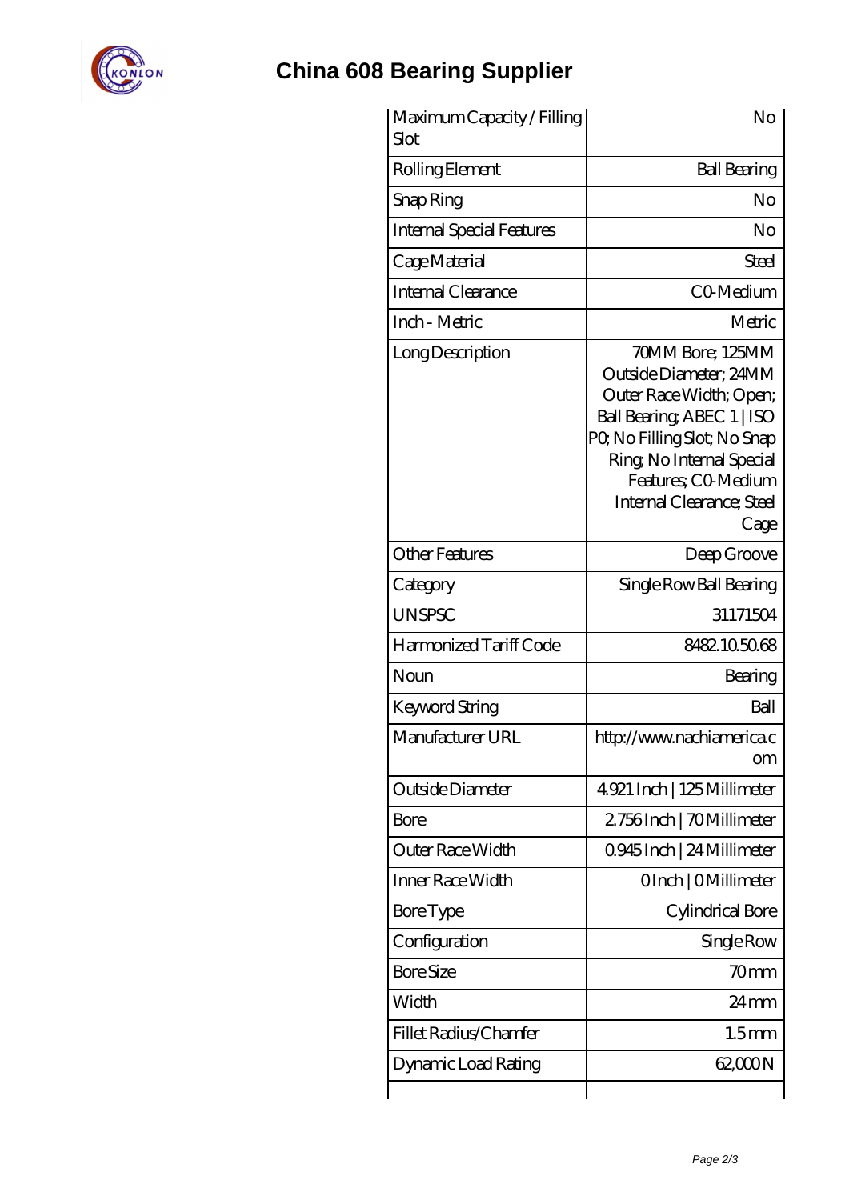# China 608 Bearing Supplier

| | |
|---|---|
| Maximum Capacity / Filling Slot | No |
| Rolling Element | Ball Bearing |
| Snap Ring | No |
| Internal Special Features | No |
| Cage Material | Steel |
| Internal Clearance | C0-Medium |
| Inch - Metric | Metric |
| Long Description | 70MM Bore; 125MM Outside Diameter; 24MM Outer Race Width; Open; Ball Bearing; ABEC 1 \| ISO P0; No Filling Slot; No Snap Ring; No Internal Special Features; C0-Medium Internal Clearance; Steel Cage |
| Other Features | Deep Groove |
| Category | Single Row Ball Bearing |
| UNSPSC | 31171504 |
| Harmonized Tariff Code | 8482.10.50.68 |
| Noun | Bearing |
| Keyword String | Ball |
| Manufacturer URL | http://www.nachiamerica.com |
| Outside Diameter | 4.921 Inch \| 125 Millimeter |
| Bore | 2.756 Inch \| 70 Millimeter |
| Outer Race Width | 0.945 Inch \| 24 Millimeter |
| Inner Race Width | 0 Inch \| 0 Millimeter |
| Bore Type | Cylindrical Bore |
| Configuration | Single Row |
| Bore Size | 70 mm |
| Width | 24 mm |
| Fillet Radius/Chamfer | 1.5 mm |
| Dynamic Load Rating | 62,000 N |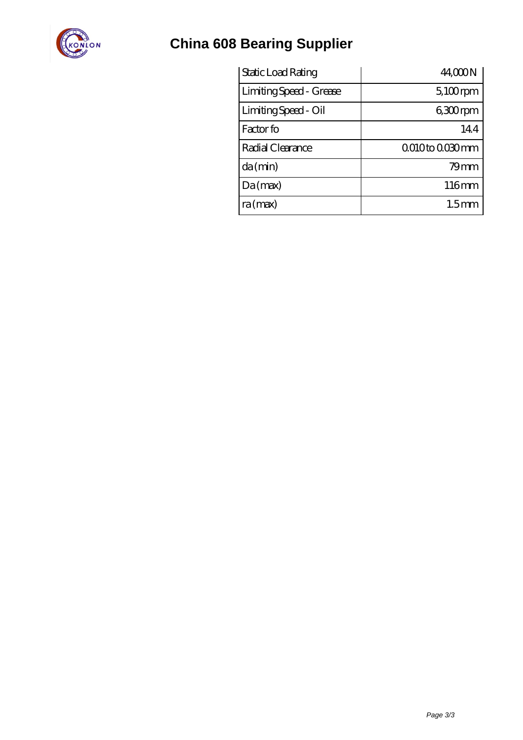# China 608 Bearing Supplier

| | |
|---|---|
| Static Load Rating | 44,000 N |
| Limiting Speed - Grease | 5,100 rpm |
| Limiting Speed - Oil | 6,300 rpm |
| Factor fo | 14.4 |
| Radial Clearance | 0.010 to 0.030 mm |
| da (min) | 79 mm |
| Da (max) | 116 mm |
| ra (max) | 1.5 mm |